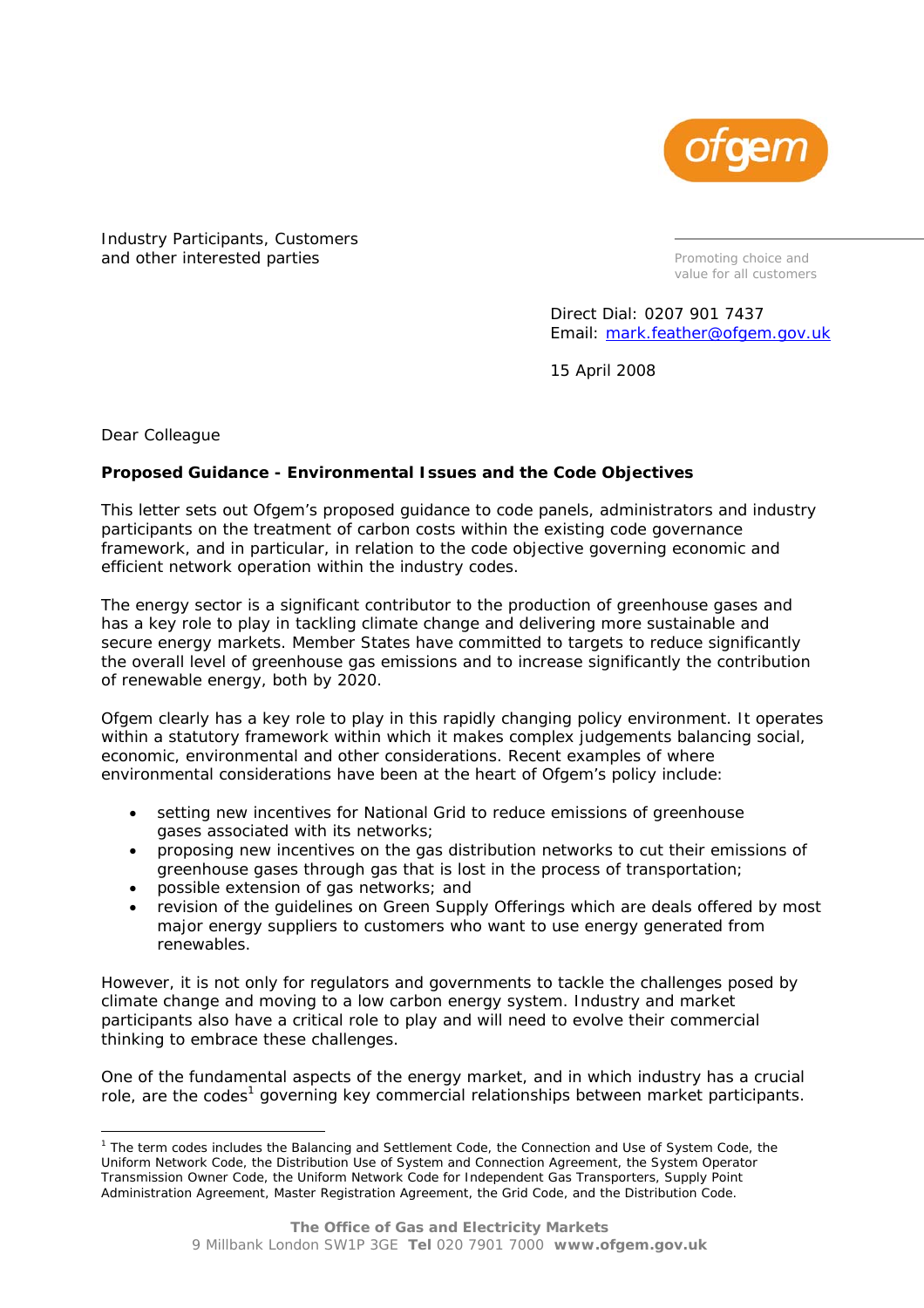Industry Participants, Customers
and other interested parties

Promoting choice and
value for all customers

Direct Dial: 0207 901 7437
Email: mark.feather@ofgem.gov.uk

15 April 2008

Dear Colleague

**Proposed Guidance - Environmental Issues and the Code Objectives**

This letter sets out Ofgem's proposed guidance to code panels, administrators and industry participants on the treatment of carbon costs within the existing code governance framework, and in particular, in relation to the code objective governing economic and efficient network operation within the industry codes.

The energy sector is a significant contributor to the production of greenhouse gases and has a key role to play in tackling climate change and delivering more sustainable and secure energy markets. Member States have committed to targets to reduce significantly the overall level of greenhouse gas emissions and to increase significantly the contribution of renewable energy, both by 2020.

Ofgem clearly has a key role to play in this rapidly changing policy environment. It operates within a statutory framework within which it makes complex judgements balancing social, economic, environmental and other considerations. Recent examples of where environmental considerations have been at the heart of Ofgem's policy include:

- setting new incentives for National Grid to reduce emissions of greenhouse gases associated with its networks;
- proposing new incentives on the gas distribution networks to cut their emissions of greenhouse gases through gas that is lost in the process of transportation;
- possible extension of gas networks; and
- revision of the guidelines on Green Supply Offerings which are deals offered by most major energy suppliers to customers who want to use energy generated from renewables.

However, it is not only for regulators and governments to tackle the challenges posed by climate change and moving to a low carbon energy system. Industry and market participants also have a critical role to play and will need to evolve their commercial thinking to embrace these challenges.

One of the fundamental aspects of the energy market, and in which industry has a crucial role, are the codes[1] governing key commercial relationships between market participants.

[1] The term codes includes the Balancing and Settlement Code, the Connection and Use of System Code, the Uniform Network Code, the Distribution Use of System and Connection Agreement, the System Operator Transmission Owner Code, the Uniform Network Code for Independent Gas Transporters, Supply Point Administration Agreement, Master Registration Agreement, the Grid Code, and the Distribution Code.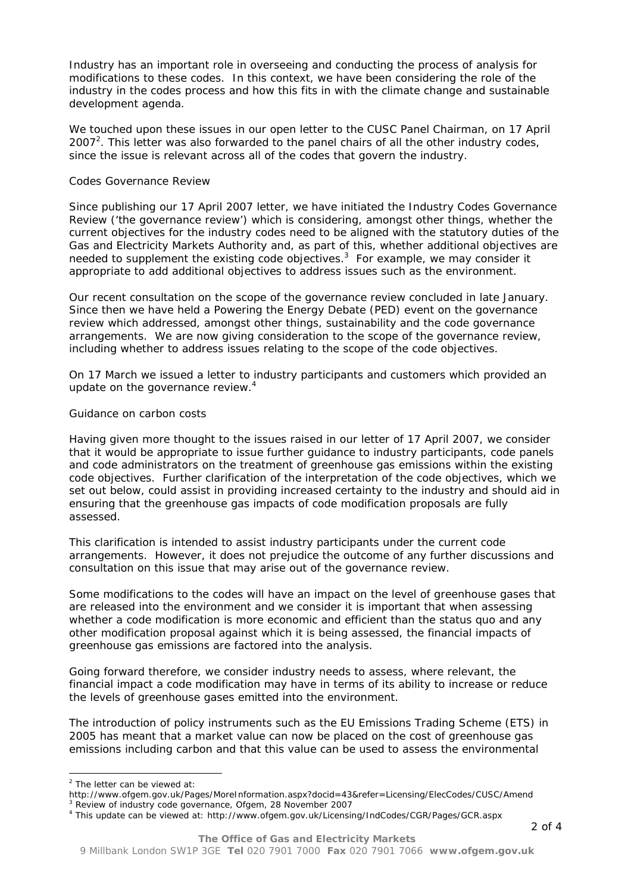Industry has an important role in overseeing and conducting the process of analysis for modifications to these codes. In this context, we have been considering the role of the industry in the codes process and how this fits in with the climate change and sustainable development agenda.

We touched upon these issues in our open letter to the CUSC Panel Chairman, on 17 April 2007[2]. This letter was also forwarded to the panel chairs of all the other industry codes, since the issue is relevant across all of the codes that govern the industry.

*Codes Governance Review*

Since publishing our 17 April 2007 letter, we have initiated the Industry Codes Governance Review ('the governance review') which is considering, amongst other things, whether the current objectives for the industry codes need to be aligned with the statutory duties of the Gas and Electricity Markets Authority and, as part of this, whether additional objectives are needed to supplement the existing code objectives.[3] For example, we may consider it appropriate to add additional objectives to address issues such as the environment.

Our recent consultation on the scope of the governance review concluded in late January. Since then we have held a Powering the Energy Debate (PED) event on the governance review which addressed, amongst other things, sustainability and the code governance arrangements. We are now giving consideration to the scope of the governance review, including whether to address issues relating to the scope of the code objectives.

On 17 March we issued a letter to industry participants and customers which provided an update on the governance review.[4]

*Guidance on carbon costs*

Having given more thought to the issues raised in our letter of 17 April 2007, we consider that it would be appropriate to issue further guidance to industry participants, code panels and code administrators on the treatment of greenhouse gas emissions within the existing code objectives. Further clarification of the interpretation of the code objectives, which we set out below, could assist in providing increased certainty to the industry and should aid in ensuring that the greenhouse gas impacts of code modification proposals are fully assessed.

This clarification is intended to assist industry participants under the current code arrangements. However, it does not prejudice the outcome of any further discussions and consultation on this issue that may arise out of the governance review.

Some modifications to the codes will have an impact on the level of greenhouse gases that are released into the environment and we consider it is important that when assessing whether a code modification is more economic and efficient than the status quo and any other modification proposal against which it is being assessed, the financial impacts of greenhouse gas emissions are factored into the analysis.

Going forward therefore, we consider industry needs to assess, where relevant, the financial impact a code modification may have in terms of its ability to increase or reduce the levels of greenhouse gases emitted into the environment.

The introduction of policy instruments such as the EU Emissions Trading Scheme (ETS) in 2005 has meant that a market value can now be placed on the cost of greenhouse gas emissions including carbon and that this value can be used to assess the environmental

---

[2] The letter can be viewed at: http://www.ofgem.gov.uk/Pages/MoreInformation.aspx?docid=43&refer=Licensing/ElecCodes/CUSC/Amend

[3] Review of industry code governance, Ofgem, 28 November 2007

[4] This update can be viewed at: http://www.ofgem.gov.uk/Licensing/IndCodes/CGR/Pages/GCR.aspx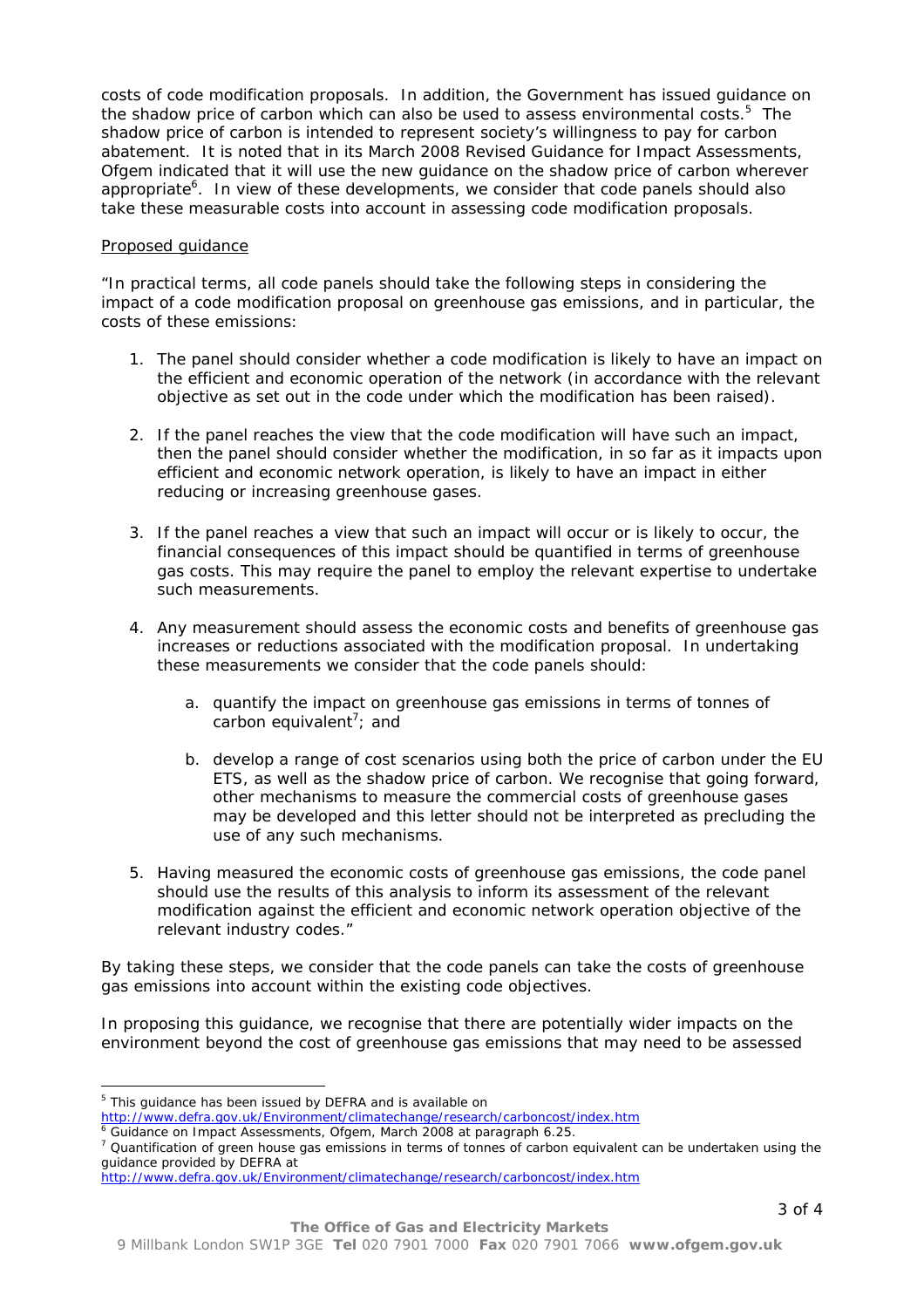costs of code modification proposals. In addition, the Government has issued guidance on the shadow price of carbon which can also be used to assess environmental costs.[5] The shadow price of carbon is intended to represent society's willingness to pay for carbon abatement. It is noted that in its March 2008 Revised Guidance for Impact Assessments, Ofgem indicated that it will use the new guidance on the shadow price of carbon wherever appropriate[6]. In view of these developments, we consider that code panels should also take these measurable costs into account in assessing code modification proposals.

Proposed guidance

"In practical terms, all code panels should take the following steps in considering the impact of a code modification proposal on greenhouse gas emissions, and in particular, the costs of these emissions:

1. The panel should consider whether a code modification is likely to have an impact on the efficient and economic operation of the network (in accordance with the relevant objective as set out in the code under which the modification has been raised).

2. If the panel reaches the view that the code modification will have such an impact, then the panel should consider whether the modification, in so far as it impacts upon efficient and economic network operation, is likely to have an impact in either reducing or increasing greenhouse gases.

3. If the panel reaches a view that such an impact will occur or is likely to occur, the financial consequences of this impact should be quantified in terms of greenhouse gas costs. This may require the panel to employ the relevant expertise to undertake such measurements.

4. Any measurement should assess the economic costs and benefits of greenhouse gas increases or reductions associated with the modification proposal. In undertaking these measurements we consider that the code panels should:

    a. quantify the impact on greenhouse gas emissions in terms of tonnes of carbon equivalent[7]; and

    b. develop a range of cost scenarios using both the price of carbon under the EU ETS, as well as the shadow price of carbon. We recognise that going forward, other mechanisms to measure the commercial costs of greenhouse gases may be developed and this letter should not be interpreted as precluding the use of any such mechanisms.

5. Having measured the economic costs of greenhouse gas emissions, the code panel should use the results of this analysis to inform its assessment of the relevant modification against the efficient and economic network operation objective of the relevant industry codes."

By taking these steps, we consider that the code panels can take the costs of greenhouse gas emissions into account within the existing code objectives.

In proposing this guidance, we recognise that there are potentially wider impacts on the environment beyond the cost of greenhouse gas emissions that may need to be assessed

---

[5] This guidance has been issued by DEFRA and is available on http://www.defra.gov.uk/Environment/climatechange/research/carboncost/index.htm

[6] Guidance on Impact Assessments, Ofgem, March 2008 at paragraph 6.25.

[7] Quantification of green house gas emissions in terms of tonnes of carbon equivalent can be undertaken using the guidance provided by DEFRA at http://www.defra.gov.uk/Environment/climatechange/research/carboncost/index.htm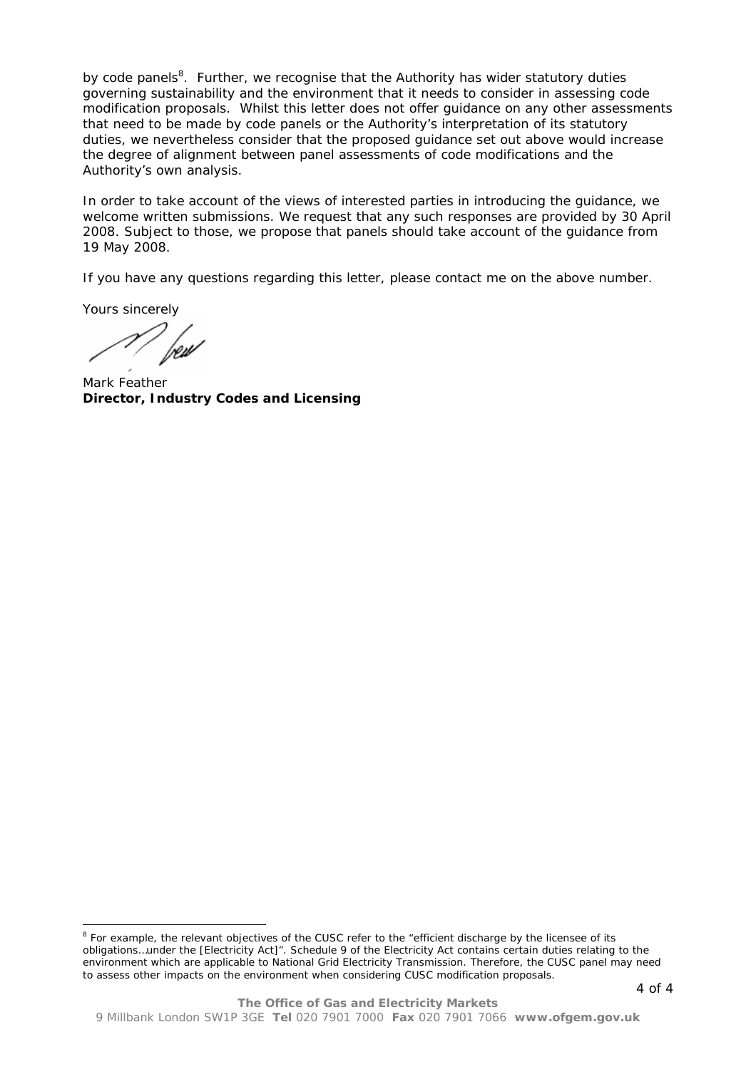by code panels[8]. Further, we recognise that the Authority has wider statutory duties governing sustainability and the environment that it needs to consider in assessing code modification proposals. Whilst this letter does not offer guidance on any other assessments that need to be made by code panels or the Authority's interpretation of its statutory duties, we nevertheless consider that the proposed guidance set out above would increase the degree of alignment between panel assessments of code modifications and the Authority's own analysis.

In order to take account of the views of interested parties in introducing the guidance, we welcome written submissions. We request that any such responses are provided by 30 April 2008. Subject to those, we propose that panels should take account of the guidance from 19 May 2008.

If you have any questions regarding this letter, please contact me on the above number.

Yours sincerely

Mark Feather
**Director, Industry Codes and Licensing**

---

[8] For example, the relevant objectives of the CUSC refer to the "efficient discharge by the licensee of its obligations…under the [Electricity Act]". Schedule 9 of the Electricity Act contains certain duties relating to the environment which are applicable to National Grid Electricity Transmission. Therefore, the CUSC panel may need to assess other impacts on the environment when considering CUSC modification proposals.